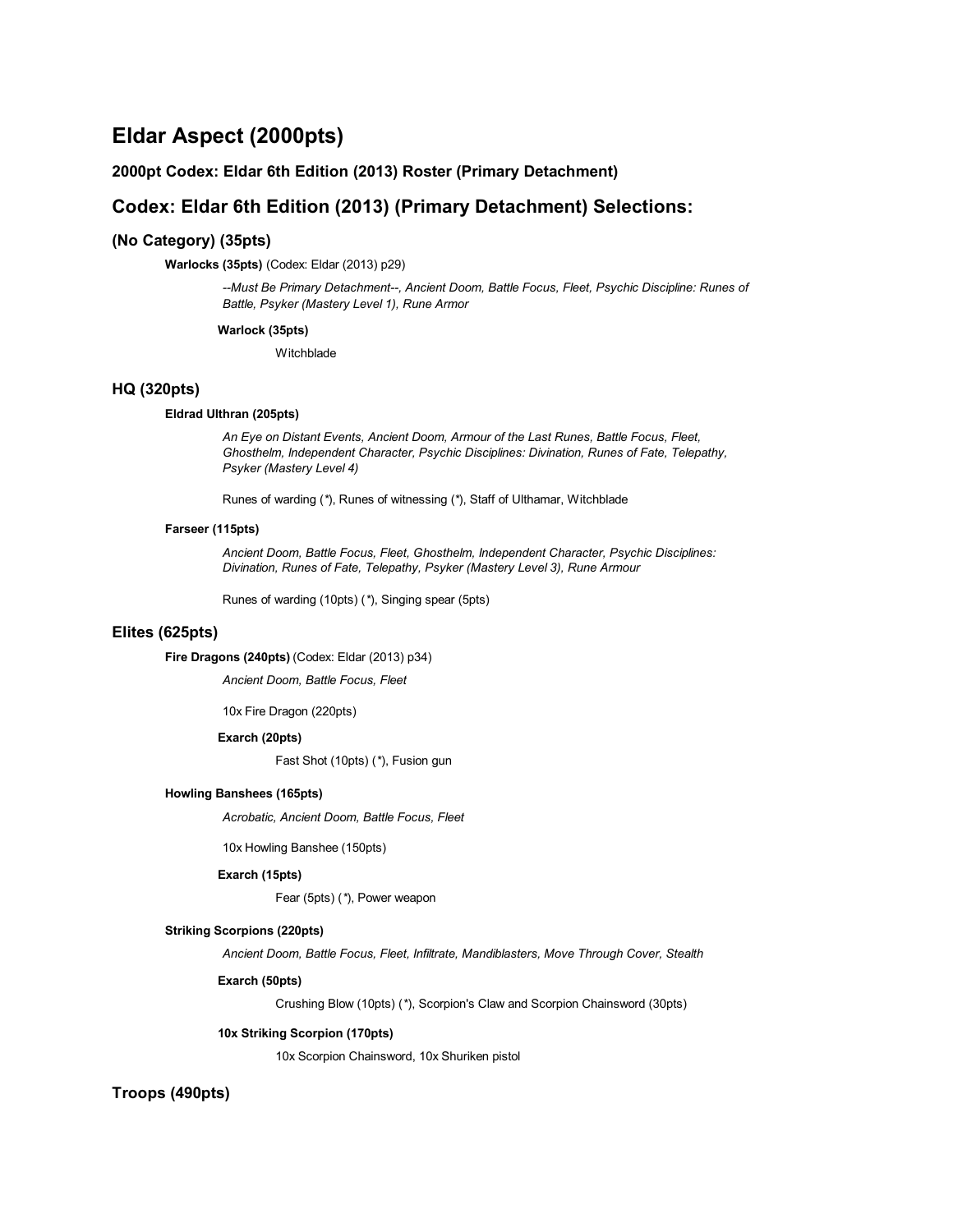# Eldar Aspect (2000pts)

### 2000pt Codex: Eldar 6th Edition (2013) Roster (Primary Detachment)

## Codex: Eldar 6th Edition (2013) (Primary Detachment) Selections:

### (No Category) (35pts)

**Warlocks (35pts)** (Codex: Eldar (2013) p29)

*--Must Be Primary Detachment--, Ancient Doom, Battle Focus, Fleet, Psychic Discipline: Runes of Battle, Psyker (Mastery Level 1), Rune Armor*

**Warlock (35pts)**

Witchblade

### HQ (320pts)

**Eldrad Ulthran (205pts)**

*An Eye on Distant Events, Ancient Doom, Armour of the Last Runes, Battle Focus, Fleet, Ghosthelm, Independent Character, Psychic Disciplines: Divination, Runes of Fate, Telepathy, Psyker (Mastery Level 4)*

Runes of warding (*), Runes of witnessing (*), Staff of Ulthamar, Witchblade

**Farseer (115pts)**

*Ancient Doom, Battle Focus, Fleet, Ghosthelm, Independent Character, Psychic Disciplines: Divination, Runes of Fate, Telepathy, Psyker (Mastery Level 3), Rune Armour*

Runes of warding (10pts) (*), Singing spear (5pts)

### Elites (625pts)

**Fire Dragons (240pts)** (Codex: Eldar (2013) p34)

*Ancient Doom, Battle Focus, Fleet*

10x Fire Dragon (220pts)

**Exarch (20pts)**

Fast Shot (10pts) (*), Fusion gun

**Howling Banshees (165pts)**

*Acrobatic, Ancient Doom, Battle Focus, Fleet*

10x Howling Banshee (150pts)

**Exarch (15pts)**

Fear (5pts) (*), Power weapon

**Striking Scorpions (220pts)**

*Ancient Doom, Battle Focus, Fleet, Infiltrate, Mandiblasters, Move Through Cover, Stealth*

**Exarch (50pts)**

Crushing Blow (10pts) (*), Scorpion's Claw and Scorpion Chainsword (30pts)

**10x Striking Scorpion (170pts)**

10x Scorpion Chainsword, 10x Shuriken pistol

### Troops (490pts)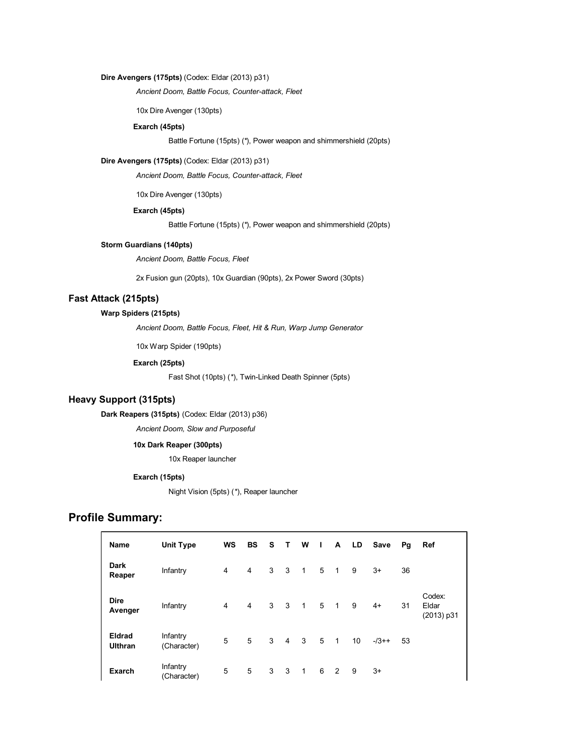**Dire Avengers (175pts)** (Codex: Eldar (2013) p31)

*Ancient Doom, Battle Focus, Counter-attack, Fleet*

10x Dire Avenger (130pts)

**Exarch (45pts)**

Battle Fortune (15pts) (*), Power weapon and shimmershield (20pts)

**Dire Avengers (175pts)** (Codex: Eldar (2013) p31)

*Ancient Doom, Battle Focus, Counter-attack, Fleet*

10x Dire Avenger (130pts)

**Exarch (45pts)**

Battle Fortune (15pts) (*), Power weapon and shimmershield (20pts)

**Storm Guardians (140pts)**

*Ancient Doom, Battle Focus, Fleet*

2x Fusion gun (20pts), 10x Guardian (90pts), 2x Power Sword (30pts)

### Fast Attack (215pts)

**Warp Spiders (215pts)**

*Ancient Doom, Battle Focus, Fleet, Hit & Run, Warp Jump Generator*

10x Warp Spider (190pts)

**Exarch (25pts)**

Fast Shot (10pts) (*), Twin-Linked Death Spinner (5pts)

### Heavy Support (315pts)

**Dark Reapers (315pts)** (Codex: Eldar (2013) p36)

*Ancient Doom, Slow and Purposeful*

**10x Dark Reaper (300pts)**

10x Reaper launcher

**Exarch (15pts)**

Night Vision (5pts) (*), Reaper launcher

## Profile Summary:

| Name | Unit Type | WS | BS | S | T | W | I | A | LD | Save | Pg | Ref |
|---|---|---|---|---|---|---|---|---|---|---|---|---|
| **Dark Reaper** | Infantry | 4 | 4 | 3 | 3 | 1 | 5 | 1 | 9 | 3+ | 36 | |
| **Dire Avenger** | Infantry | 4 | 4 | 3 | 3 | 1 | 5 | 1 | 9 | 4+ | 31 | Codex: Eldar (2013) p31 |
| **Eldrad Ulthran** | Infantry (Character) | 5 | 5 | 3 | 4 | 3 | 5 | 1 | 10 | -/3++ | 53 | |
| **Exarch** | Infantry (Character) | 5 | 5 | 3 | 3 | 1 | 6 | 2 | 9 | 3+ | | |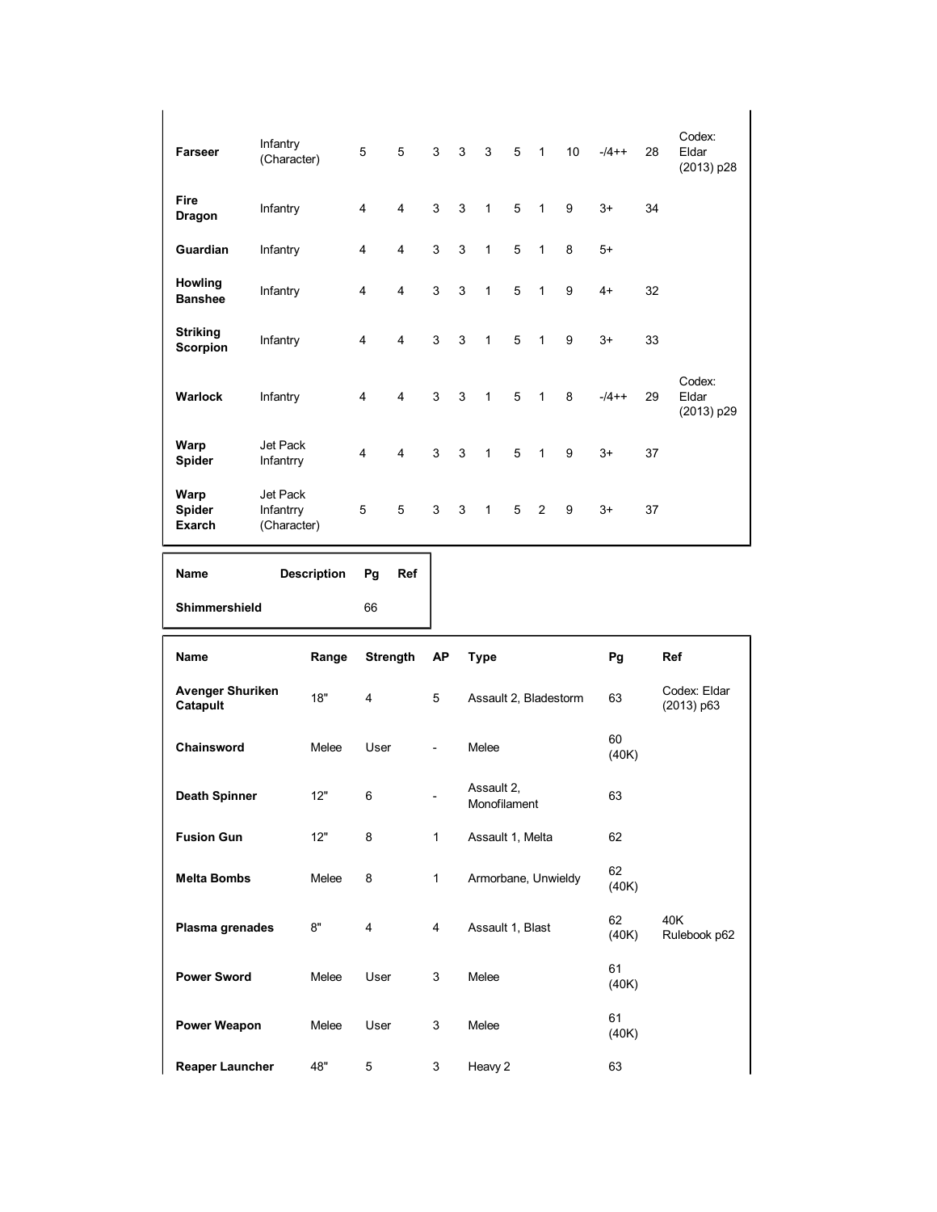| Farseer | Infantry (Character) | 5 | 5 | 3 | 3 | 3 | 5 | 1 | 10 | -/4++ | 28 | Codex: Eldar (2013) p28 |
|---|---|---|---|---|---|---|---|---|---|---|---|---|
| Fire Dragon | Infantry | 4 | 4 | 3 | 3 | 1 | 5 | 1 | 9 | 3+ | 34 | |
| Guardian | Infantry | 4 | 4 | 3 | 3 | 1 | 5 | 1 | 8 | 5+ | | |
| Howling Banshee | Infantry | 4 | 4 | 3 | 3 | 1 | 5 | 1 | 9 | 4+ | 32 | |
| Striking Scorpion | Infantry | 4 | 4 | 3 | 3 | 1 | 5 | 1 | 9 | 3+ | 33 | |
| Warlock | Infantry | 4 | 4 | 3 | 3 | 1 | 5 | 1 | 8 | -/4++ | 29 | Codex: Eldar (2013) p29 |
| Warp Spider | Jet Pack Infantrry | 4 | 4 | 3 | 3 | 1 | 5 | 1 | 9 | 3+ | 37 | |
| Warp Spider Exarch | Jet Pack Infantrry (Character) | 5 | 5 | 3 | 3 | 1 | 5 | 2 | 9 | 3+ | 37 | |

| Name | Description | Pg | Ref |
|---|---|---|---|
| Shimmershield | | 66 | |

| Name | Range | Strength | AP | Type | Pg | Ref |
|---|---|---|---|---|---|---|
| Avenger Shuriken Catapult | 18" | 4 | 5 | Assault 2, Bladestorm | 63 | Codex: Eldar (2013) p63 |
| Chainsword | Melee | User | - | Melee | 60 (40K) | |
| Death Spinner | 12" | 6 | - | Assault 2, Monofilament | 63 | |
| Fusion Gun | 12" | 8 | 1 | Assault 1, Melta | 62 | |
| Melta Bombs | Melee | 8 | 1 | Armorbane, Unwieldy | 62 (40K) | |
| Plasma grenades | 8" | 4 | 4 | Assault 1, Blast | 62 (40K) | 40K Rulebook p62 |
| Power Sword | Melee | User | 3 | Melee | 61 (40K) | |
| Power Weapon | Melee | User | 3 | Melee | 61 (40K) | |
| Reaper Launcher | 48" | 5 | 3 | Heavy 2 | 63 | |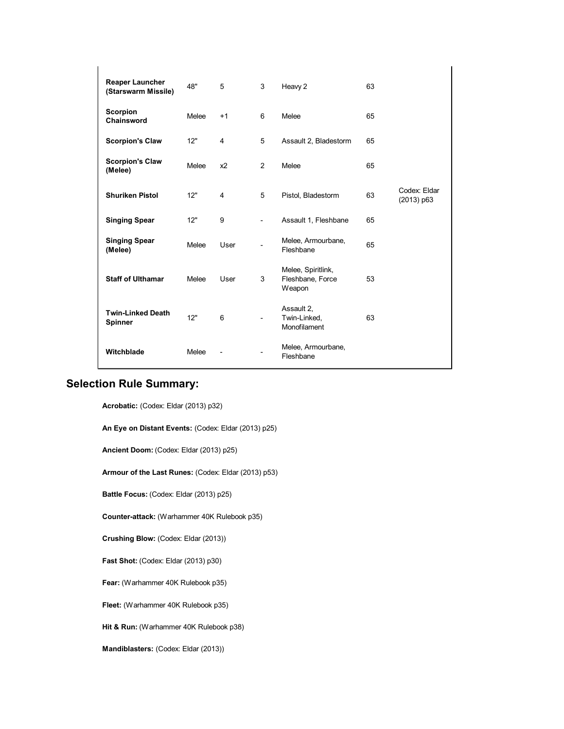| | | | | | | |
|---|---|---|---|---|---|---|
| **Reaper Launcher (Starswarm Missile)** | 48" | 5 | 3 | Heavy 2 | 63 | |
| **Scorpion Chainsword** | Melee | +1 | 6 | Melee | 65 | |
| **Scorpion's Claw** | 12" | 4 | 5 | Assault 2, Bladestorm | 65 | |
| **Scorpion's Claw (Melee)** | Melee | x2 | 2 | Melee | 65 | |
| **Shuriken Pistol** | 12" | 4 | 5 | Pistol, Bladestorm | 63 | Codex: Eldar (2013) p63 |
| **Singing Spear** | 12" | 9 | - | Assault 1, Fleshbane | 65 | |
| **Singing Spear (Melee)** | Melee | User | - | Melee, Armourbane, Fleshbane | 65 | |
| **Staff of Ulthamar** | Melee | User | 3 | Melee, Spiritlink, Fleshbane, Force Weapon | 53 | |
| **Twin-Linked Death Spinner** | 12" | 6 | - | Assault 2, Twin-Linked, Monofilament | 63 | |
| **Witchblade** | Melee | - | - | Melee, Armourbane, Fleshbane | | |

## Selection Rule Summary:

**Acrobatic:** (Codex: Eldar (2013) p32)

**An Eye on Distant Events:** (Codex: Eldar (2013) p25)

**Ancient Doom:** (Codex: Eldar (2013) p25)

**Armour of the Last Runes:** (Codex: Eldar (2013) p53)

**Battle Focus:** (Codex: Eldar (2013) p25)

**Counter-attack:** (Warhammer 40K Rulebook p35)

**Crushing Blow:** (Codex: Eldar (2013))

**Fast Shot:** (Codex: Eldar (2013) p30)

**Fear:** (Warhammer 40K Rulebook p35)

**Fleet:** (Warhammer 40K Rulebook p35)

**Hit & Run:** (Warhammer 40K Rulebook p38)

**Mandiblasters:** (Codex: Eldar (2013))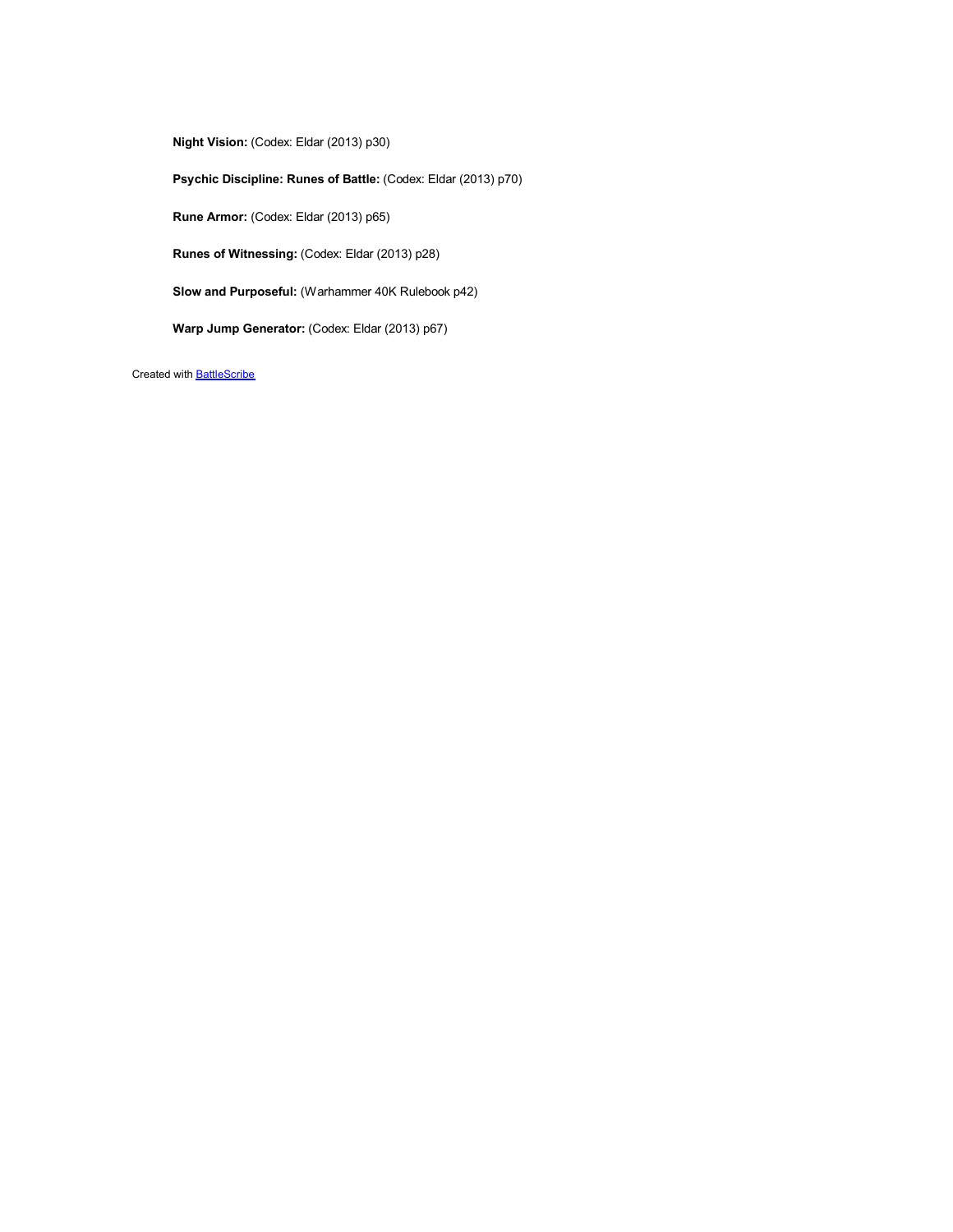**Night Vision:** (Codex: Eldar (2013) p30)

**Psychic Discipline: Runes of Battle:** (Codex: Eldar (2013) p70)

**Rune Armor:** (Codex: Eldar (2013) p65)

**Runes of Witnessing:** (Codex: Eldar (2013) p28)

**Slow and Purposeful:** (Warhammer 40K Rulebook p42)

**Warp Jump Generator:** (Codex: Eldar (2013) p67)

Created with BattleScribe